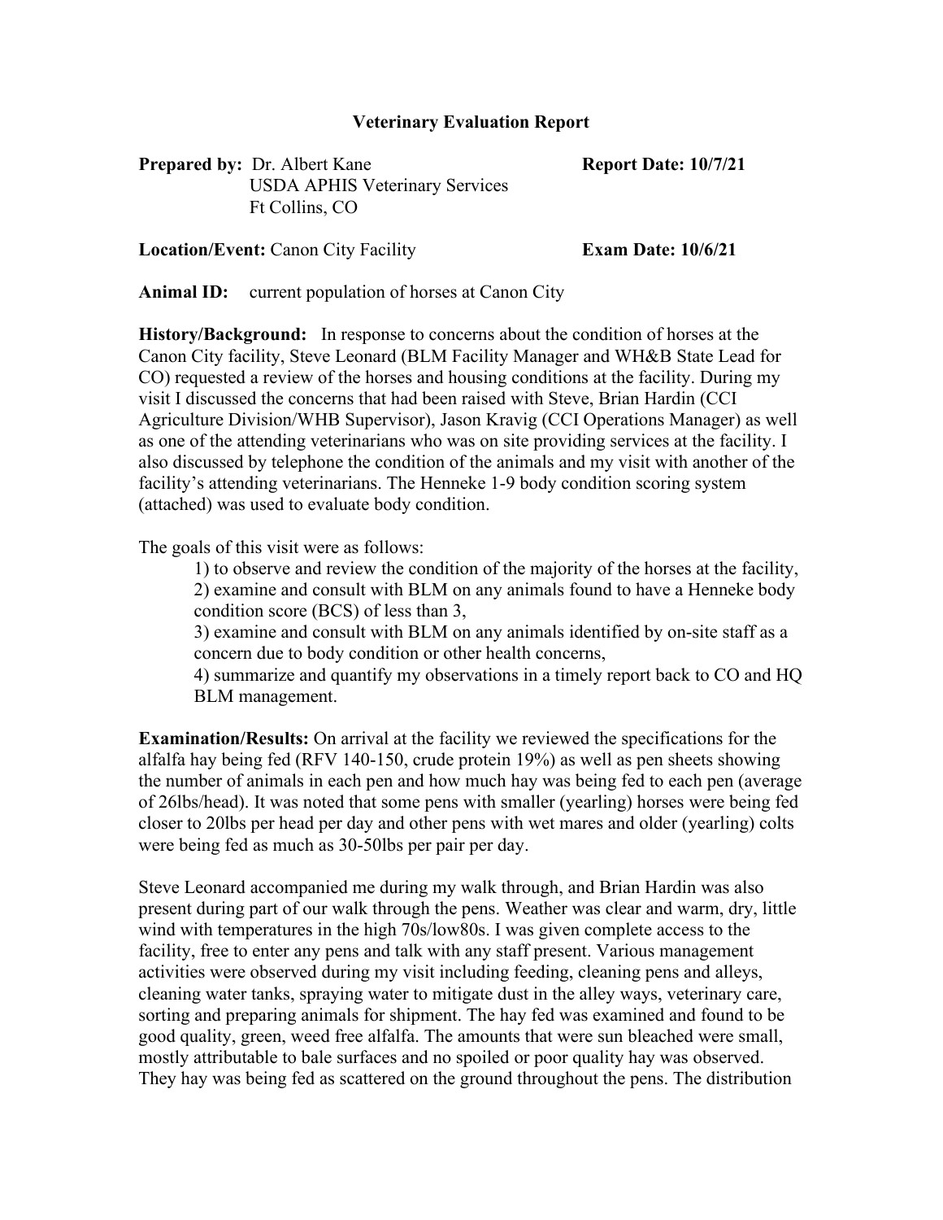# Veterinary Evaluation Report

**Prepared by:** Dr. Albert Kane
USDA APHIS Veterinary Services
Ft Collins, CO

**Report Date: 10/7/21**

**Location/Event:** Canon City Facility

**Exam Date: 10/6/21**

**Animal ID:** current population of horses at Canon City

**History/Background:** In response to concerns about the condition of horses at the Canon City facility, Steve Leonard (BLM Facility Manager and WH&B State Lead for CO) requested a review of the horses and housing conditions at the facility. During my visit I discussed the concerns that had been raised with Steve, Brian Hardin (CCI Agriculture Division/WHB Supervisor), Jason Kravig (CCI Operations Manager) as well as one of the attending veterinarians who was on site providing services at the facility. I also discussed by telephone the condition of the animals and my visit with another of the facility's attending veterinarians. The Henneke 1-9 body condition scoring system (attached) was used to evaluate body condition.

The goals of this visit were as follows:

1) to observe and review the condition of the majority of the horses at the facility,
2) examine and consult with BLM on any animals found to have a Henneke body condition score (BCS) of less than 3,
3) examine and consult with BLM on any animals identified by on-site staff as a concern due to body condition or other health concerns,
4) summarize and quantify my observations in a timely report back to CO and HQ BLM management.

**Examination/Results:** On arrival at the facility we reviewed the specifications for the alfalfa hay being fed (RFV 140-150, crude protein 19%) as well as pen sheets showing the number of animals in each pen and how much hay was being fed to each pen (average of 26lbs/head). It was noted that some pens with smaller (yearling) horses were being fed closer to 20lbs per head per day and other pens with wet mares and older (yearling) colts were being fed as much as 30-50lbs per pair per day.

Steve Leonard accompanied me during my walk through, and Brian Hardin was also present during part of our walk through the pens. Weather was clear and warm, dry, little wind with temperatures in the high 70s/low80s. I was given complete access to the facility, free to enter any pens and talk with any staff present. Various management activities were observed during my visit including feeding, cleaning pens and alleys, cleaning water tanks, spraying water to mitigate dust in the alley ways, veterinary care, sorting and preparing animals for shipment. The hay fed was examined and found to be good quality, green, weed free alfalfa. The amounts that were sun bleached were small, mostly attributable to bale surfaces and no spoiled or poor quality hay was observed. They hay was being fed as scattered on the ground throughout the pens. The distribution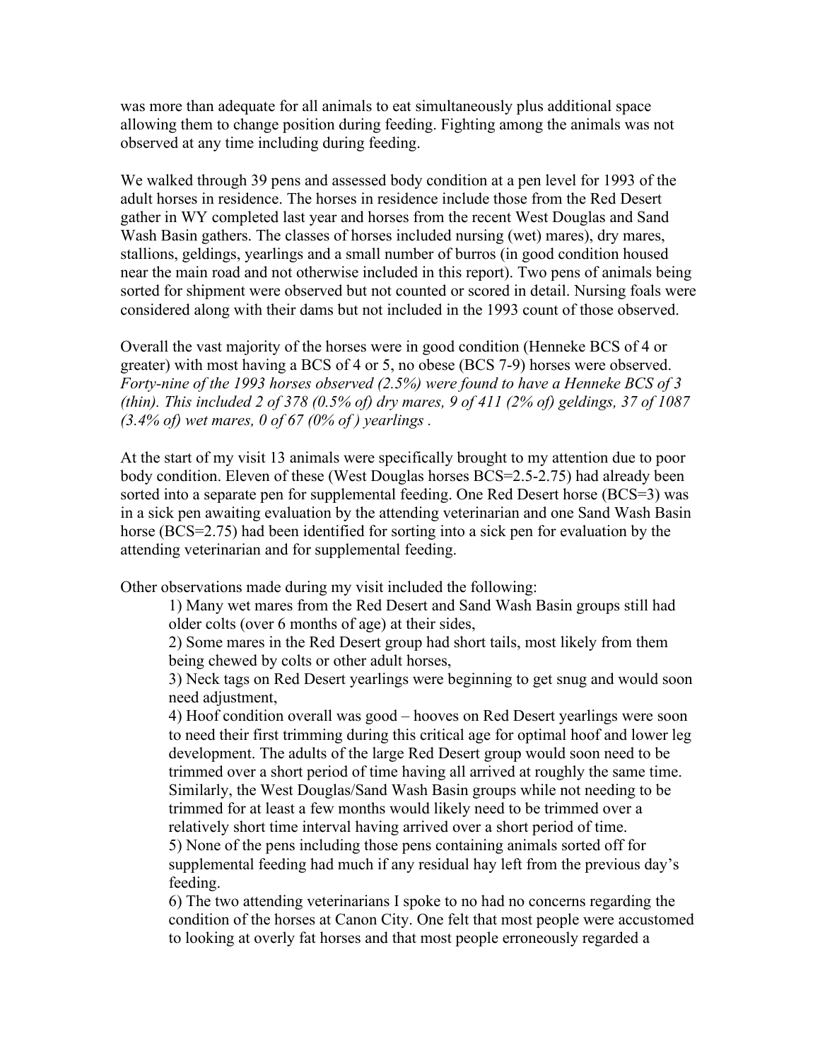was more than adequate for all animals to eat simultaneously plus additional space allowing them to change position during feeding. Fighting among the animals was not observed at any time including during feeding.

We walked through 39 pens and assessed body condition at a pen level for 1993 of the adult horses in residence. The horses in residence include those from the Red Desert gather in WY completed last year and horses from the recent West Douglas and Sand Wash Basin gathers. The classes of horses included nursing (wet) mares), dry mares, stallions, geldings, yearlings and a small number of burros (in good condition housed near the main road and not otherwise included in this report). Two pens of animals being sorted for shipment were observed but not counted or scored in detail. Nursing foals were considered along with their dams but not included in the 1993 count of those observed.

Overall the vast majority of the horses were in good condition (Henneke BCS of 4 or greater) with most having a BCS of 4 or 5, no obese (BCS 7-9) horses were observed. *Forty-nine of the 1993 horses observed (2.5%) were found to have a Henneke BCS of 3 (thin). This included 2 of 378 (0.5% of) dry mares, 9 of 411 (2% of) geldings, 37 of 1087 (3.4% of) wet mares, 0 of 67 (0% of ) yearlings .*

At the start of my visit 13 animals were specifically brought to my attention due to poor body condition. Eleven of these (West Douglas horses BCS=2.5-2.75) had already been sorted into a separate pen for supplemental feeding. One Red Desert horse (BCS=3) was in a sick pen awaiting evaluation by the attending veterinarian and one Sand Wash Basin horse (BCS=2.75) had been identified for sorting into a sick pen for evaluation by the attending veterinarian and for supplemental feeding.

Other observations made during my visit included the following:

1) Many wet mares from the Red Desert and Sand Wash Basin groups still had older colts (over 6 months of age) at their sides,
2) Some mares in the Red Desert group had short tails, most likely from them being chewed by colts or other adult horses,
3) Neck tags on Red Desert yearlings were beginning to get snug and would soon need adjustment,
4) Hoof condition overall was good – hooves on Red Desert yearlings were soon to need their first trimming during this critical age for optimal hoof and lower leg development. The adults of the large Red Desert group would soon need to be trimmed over a short period of time having all arrived at roughly the same time. Similarly, the West Douglas/Sand Wash Basin groups while not needing to be trimmed for at least a few months would likely need to be trimmed over a relatively short time interval having arrived over a short period of time.
5) None of the pens including those pens containing animals sorted off for supplemental feeding had much if any residual hay left from the previous day's feeding.
6) The two attending veterinarians I spoke to no had no concerns regarding the condition of the horses at Canon City. One felt that most people were accustomed to looking at overly fat horses and that most people erroneously regarded a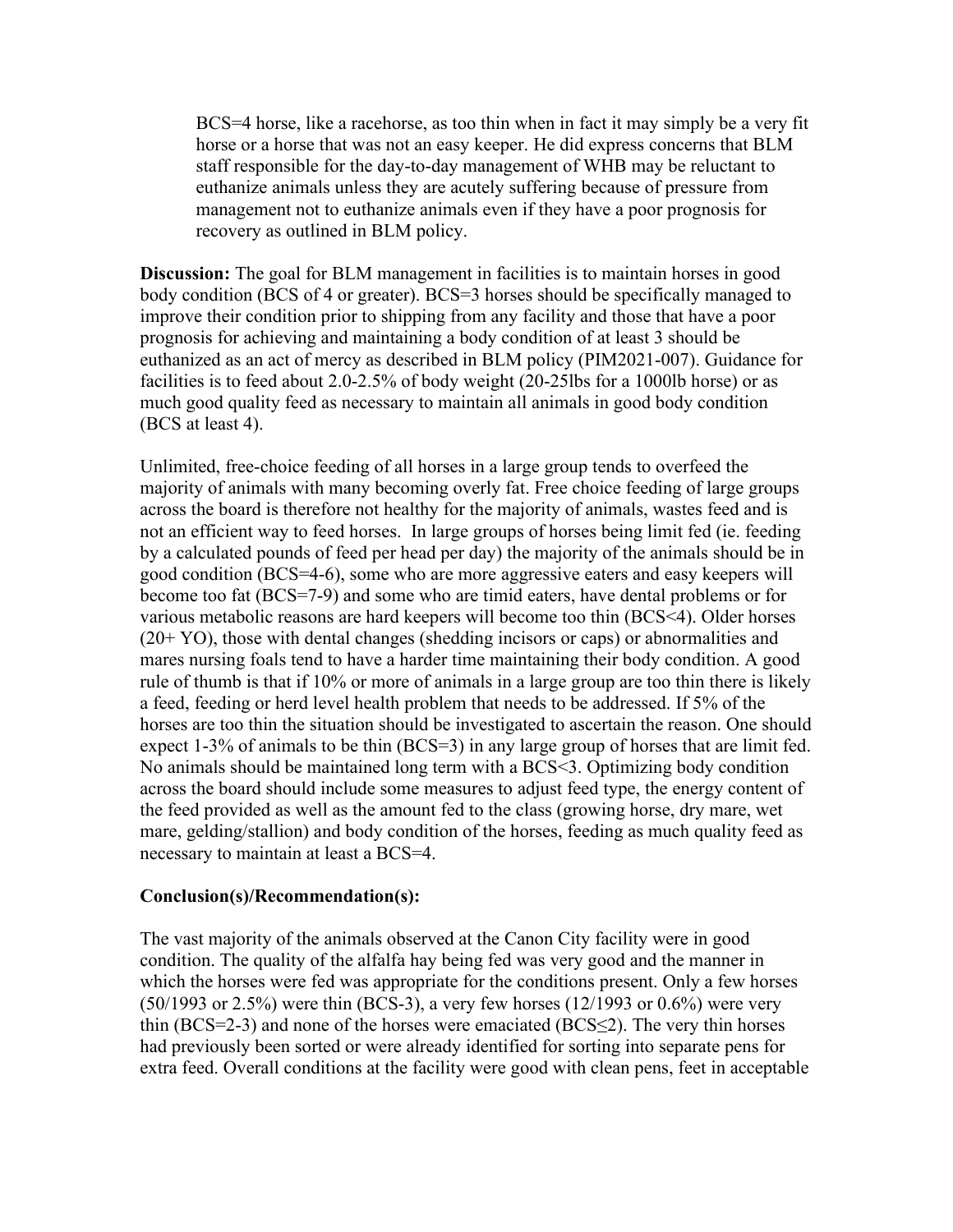BCS=4 horse, like a racehorse, as too thin when in fact it may simply be a very fit horse or a horse that was not an easy keeper. He did express concerns that BLM staff responsible for the day-to-day management of WHB may be reluctant to euthanize animals unless they are acutely suffering because of pressure from management not to euthanize animals even if they have a poor prognosis for recovery as outlined in BLM policy.

**Discussion:** The goal for BLM management in facilities is to maintain horses in good body condition (BCS of 4 or greater). BCS=3 horses should be specifically managed to improve their condition prior to shipping from any facility and those that have a poor prognosis for achieving and maintaining a body condition of at least 3 should be euthanized as an act of mercy as described in BLM policy (PIM2021-007). Guidance for facilities is to feed about 2.0-2.5% of body weight (20-25lbs for a 1000lb horse) or as much good quality feed as necessary to maintain all animals in good body condition (BCS at least 4).

Unlimited, free-choice feeding of all horses in a large group tends to overfeed the majority of animals with many becoming overly fat. Free choice feeding of large groups across the board is therefore not healthy for the majority of animals, wastes feed and is not an efficient way to feed horses. In large groups of horses being limit fed (ie. feeding by a calculated pounds of feed per head per day) the majority of the animals should be in good condition (BCS=4-6), some who are more aggressive eaters and easy keepers will become too fat (BCS=7-9) and some who are timid eaters, have dental problems or for various metabolic reasons are hard keepers will become too thin (BCS<4). Older horses (20+ YO), those with dental changes (shedding incisors or caps) or abnormalities and mares nursing foals tend to have a harder time maintaining their body condition. A good rule of thumb is that if 10% or more of animals in a large group are too thin there is likely a feed, feeding or herd level health problem that needs to be addressed. If 5% of the horses are too thin the situation should be investigated to ascertain the reason. One should expect 1-3% of animals to be thin (BCS=3) in any large group of horses that are limit fed. No animals should be maintained long term with a BCS<3. Optimizing body condition across the board should include some measures to adjust feed type, the energy content of the feed provided as well as the amount fed to the class (growing horse, dry mare, wet mare, gelding/stallion) and body condition of the horses, feeding as much quality feed as necessary to maintain at least a BCS=4.

**Conclusion(s)/Recommendation(s):**

The vast majority of the animals observed at the Canon City facility were in good condition. The quality of the alfalfa hay being fed was very good and the manner in which the horses were fed was appropriate for the conditions present. Only a few horses (50/1993 or 2.5%) were thin (BCS-3), a very few horses (12/1993 or 0.6%) were very thin (BCS=2-3) and none of the horses were emaciated (BCS≤2). The very thin horses had previously been sorted or were already identified for sorting into separate pens for extra feed. Overall conditions at the facility were good with clean pens, feet in acceptable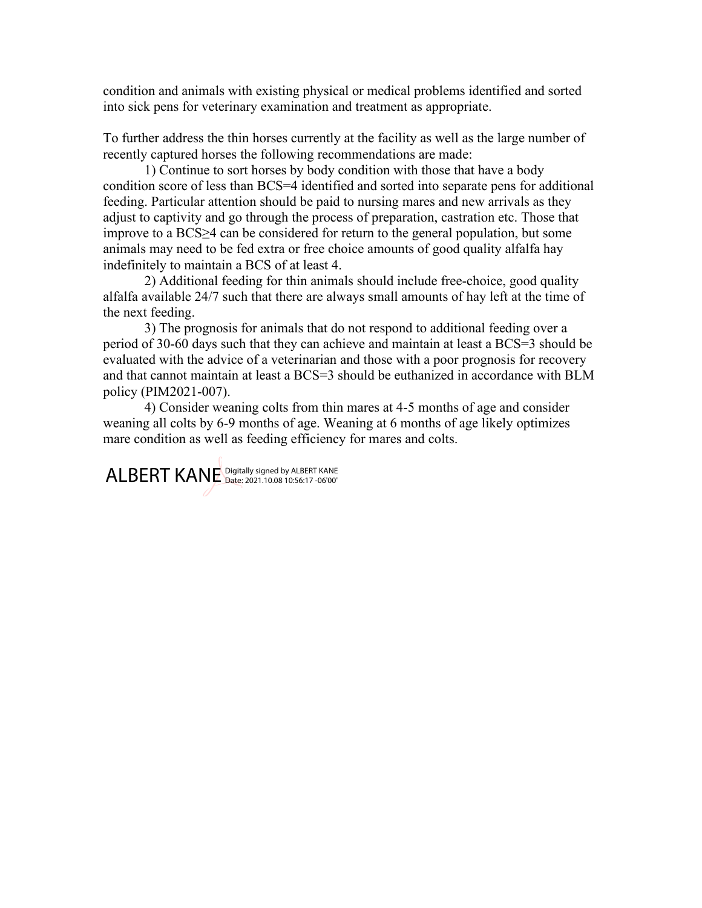condition and animals with existing physical or medical problems identified and sorted into sick pens for veterinary examination and treatment as appropriate.

To further address the thin horses currently at the facility as well as the large number of recently captured horses the following recommendations are made:

1) Continue to sort horses by body condition with those that have a body condition score of less than BCS=4 identified and sorted into separate pens for additional feeding. Particular attention should be paid to nursing mares and new arrivals as they adjust to captivity and go through the process of preparation, castration etc. Those that improve to a BCS≥4 can be considered for return to the general population, but some animals may need to be fed extra or free choice amounts of good quality alfalfa hay indefinitely to maintain a BCS of at least 4.

2) Additional feeding for thin animals should include free-choice, good quality alfalfa available 24/7 such that there are always small amounts of hay left at the time of the next feeding.

3) The prognosis for animals that do not respond to additional feeding over a period of 30-60 days such that they can achieve and maintain at least a BCS=3 should be evaluated with the advice of a veterinarian and those with a poor prognosis for recovery and that cannot maintain at least a BCS=3 should be euthanized in accordance with BLM policy (PIM2021-007).

4) Consider weaning colts from thin mares at 4-5 months of age and consider weaning all colts by 6-9 months of age. Weaning at 6 months of age likely optimizes mare condition as well as feeding efficiency for mares and colts.

ALBERT KANE Digitally signed by ALBERT KANE
Date: 2021.10.08 10:56:17 -06'00'